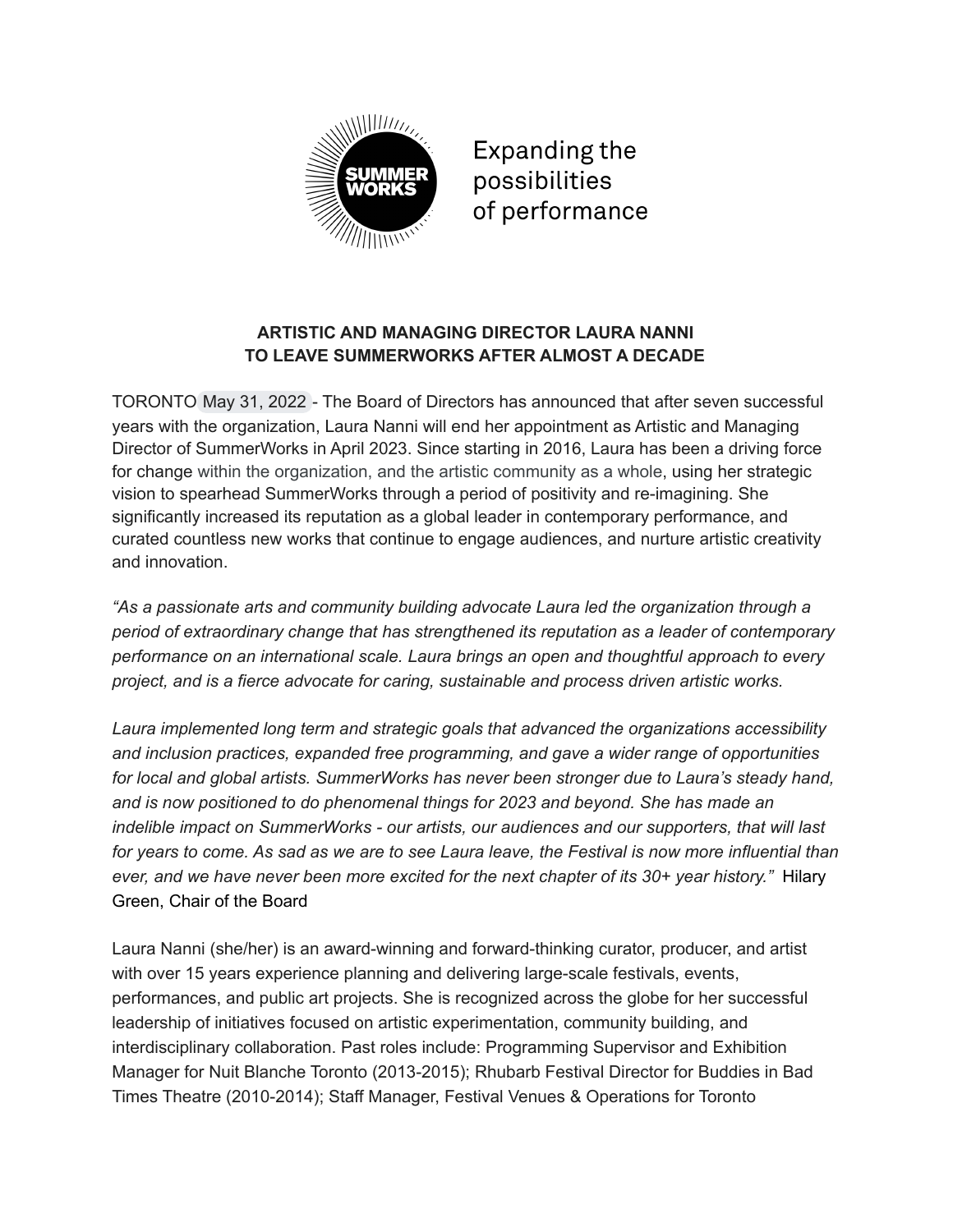Expanding the possibilities of performance

**ARTISTIC AND MANAGING DIRECTOR LAURA NANNI TO LEAVE SUMMERWORKS AFTER ALMOST A DECADE**

TORONTO May 31, 2022 - The Board of Directors has announced that after seven successful years with the organization, Laura Nanni will end her appointment as Artistic and Managing Director of SummerWorks in April 2023. Since starting in 2016, Laura has been a driving force for change within the organization, and the artistic community as a whole, using her strategic vision to spearhead SummerWorks through a period of positivity and re-imagining. She significantly increased its reputation as a global leader in contemporary performance, and curated countless new works that continue to engage audiences, and nurture artistic creativity and innovation.

*"As a passionate arts and community building advocate Laura led the organization through a period of extraordinary change that has strengthened its reputation as a leader of contemporary performance on an international scale. Laura brings an open and thoughtful approach to every project, and is a fierce advocate for caring, sustainable and process driven artistic works.*

*Laura implemented long term and strategic goals that advanced the organizations accessibility and inclusion practices, expanded free programming, and gave a wider range of opportunities for local and global artists. SummerWorks has never been stronger due to Laura's steady hand, and is now positioned to do phenomenal things for 2023 and beyond. She has made an indelible impact on SummerWorks - our artists, our audiences and our supporters, that will last for years to come. As sad as we are to see Laura leave, the Festival is now more influential than ever, and we have never been more excited for the next chapter of its 30+ year history."* Hilary Green, Chair of the Board

Laura Nanni (she/her) is an award-winning and forward-thinking curator, producer, and artist with over 15 years experience planning and delivering large-scale festivals, events, performances, and public art projects. She is recognized across the globe for her successful leadership of initiatives focused on artistic experimentation, community building, and interdisciplinary collaboration. Past roles include: Programming Supervisor and Exhibition Manager for Nuit Blanche Toronto (2013-2015); Rhubarb Festival Director for Buddies in Bad Times Theatre (2010-2014); Staff Manager, Festival Venues & Operations for Toronto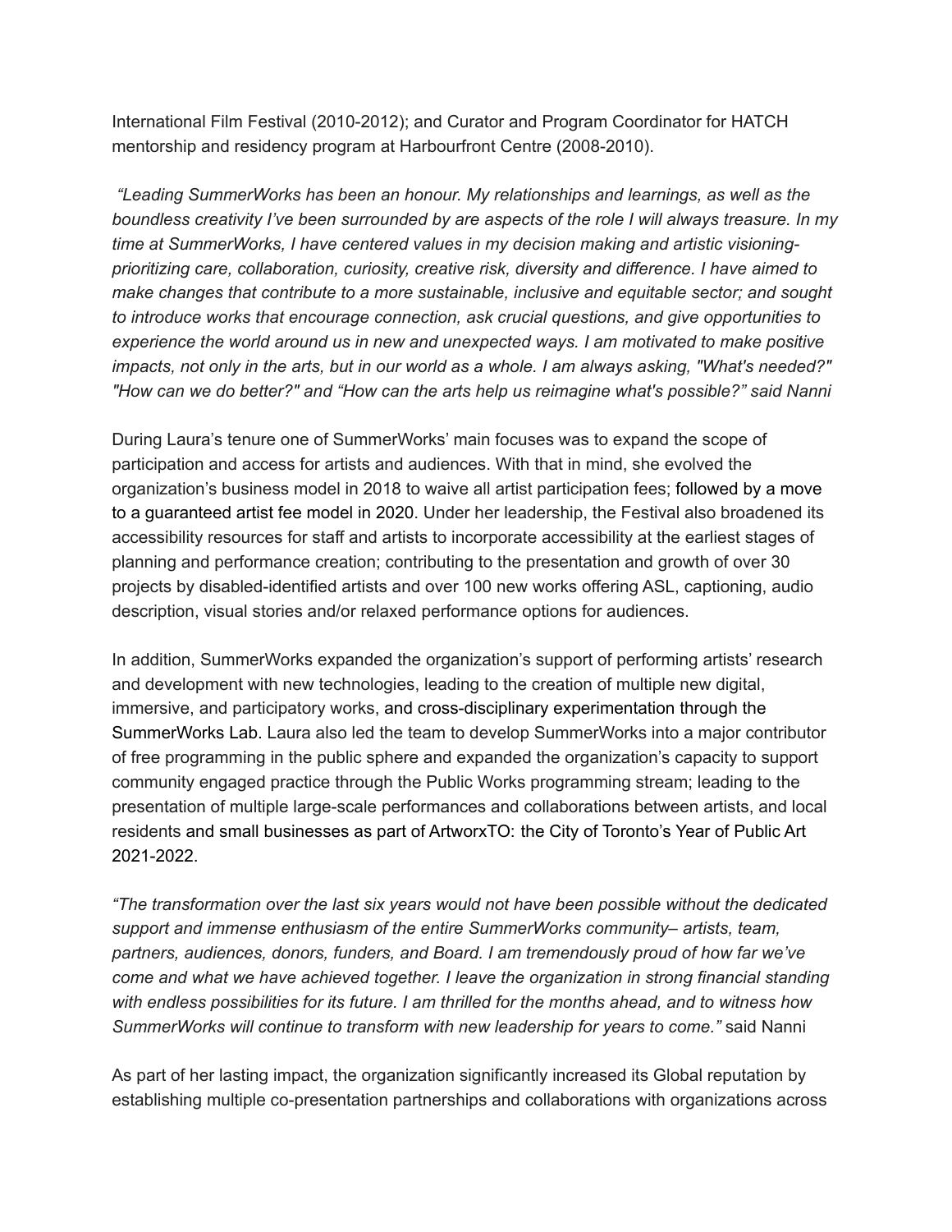International Film Festival (2010-2012); and Curator and Program Coordinator for HATCH mentorship and residency program at Harbourfront Centre (2008-2010).

*"Leading SummerWorks has been an honour. My relationships and learnings, as well as the boundless creativity I've been surrounded by are aspects of the role I will always treasure. In my time at SummerWorks, I have centered values in my decision making and artistic visioning- prioritizing care, collaboration, curiosity, creative risk, diversity and difference. I have aimed to make changes that contribute to a more sustainable, inclusive and equitable sector; and sought to introduce works that encourage connection, ask crucial questions, and give opportunities to experience the world around us in new and unexpected ways. I am motivated to make positive impacts, not only in the arts, but in our world as a whole. I am always asking, "What's needed?" "How can we do better?" and "How can the arts help us reimagine what's possible?" said Nanni*

During Laura's tenure one of SummerWorks' main focuses was to expand the scope of participation and access for artists and audiences. With that in mind, she evolved the organization's business model in 2018 to waive all artist participation fees; followed by a move to a guaranteed artist fee model in 2020. Under her leadership, the Festival also broadened its accessibility resources for staff and artists to incorporate accessibility at the earliest stages of planning and performance creation; contributing to the presentation and growth of over 30 projects by disabled-identified artists and over 100 new works offering ASL, captioning, audio description, visual stories and/or relaxed performance options for audiences.

In addition, SummerWorks expanded the organization's support of performing artists' research and development with new technologies, leading to the creation of multiple new digital, immersive, and participatory works, and cross-disciplinary experimentation through the SummerWorks Lab. Laura also led the team to develop SummerWorks into a major contributor of free programming in the public sphere and expanded the organization's capacity to support community engaged practice through the Public Works programming stream; leading to the presentation of multiple large-scale performances and collaborations between artists, and local residents and small businesses as part of ArtworxTO: the City of Toronto's Year of Public Art 2021-2022.

*"The transformation over the last six years would not have been possible without the dedicated support and immense enthusiasm of the entire SummerWorks community– artists, team, partners, audiences, donors, funders, and Board. I am tremendously proud of how far we've come and what we have achieved together. I leave the organization in strong financial standing with endless possibilities for its future. I am thrilled for the months ahead, and to witness how SummerWorks will continue to transform with new leadership for years to come."* said Nanni

As part of her lasting impact, the organization significantly increased its Global reputation by establishing multiple co-presentation partnerships and collaborations with organizations across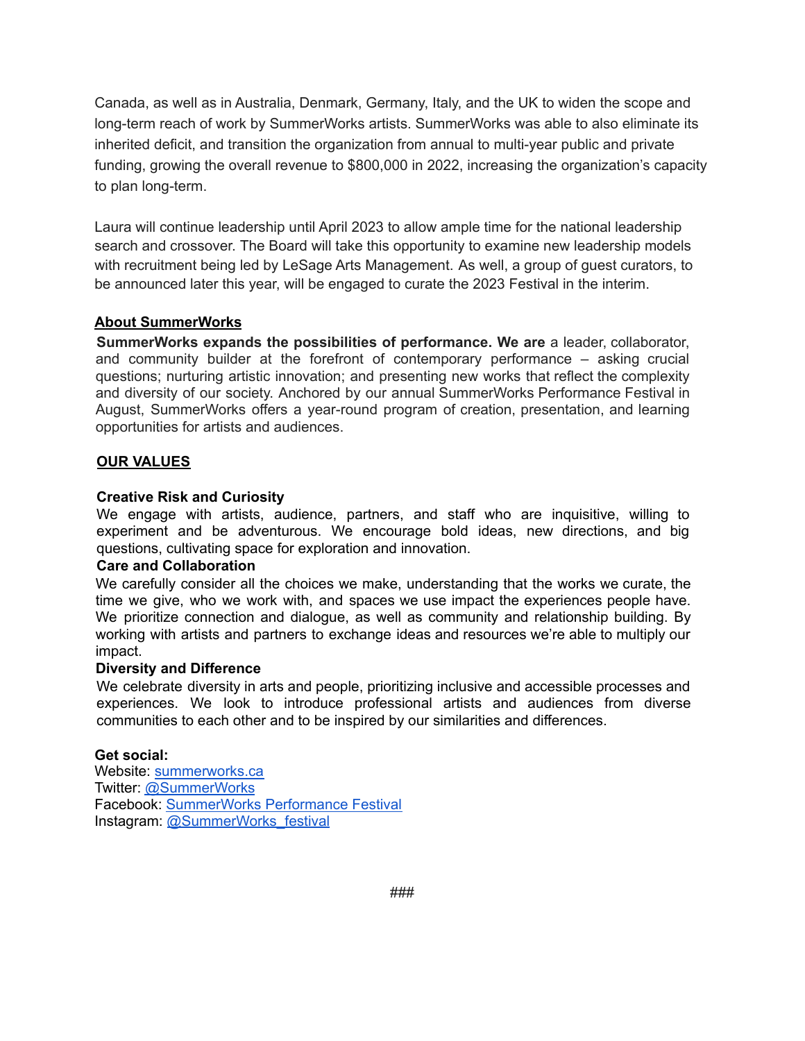Canada, as well as in Australia, Denmark, Germany, Italy, and the UK to widen the scope and long-term reach of work by SummerWorks artists. SummerWorks was able to also eliminate its inherited deficit, and transition the organization from annual to multi-year public and private funding, growing the overall revenue to $800,000 in 2022, increasing the organization's capacity to plan long-term.

Laura will continue leadership until April 2023 to allow ample time for the national leadership search and crossover. The Board will take this opportunity to examine new leadership models with recruitment being led by LeSage Arts Management. As well, a group of guest curators, to be announced later this year, will be engaged to curate the 2023 Festival in the interim.

## About SummerWorks

**SummerWorks expands the possibilities of performance. We are** a leader, collaborator, and community builder at the forefront of contemporary performance – asking crucial questions; nurturing artistic innovation; and presenting new works that reflect the complexity and diversity of our society. Anchored by our annual SummerWorks Performance Festival in August, SummerWorks offers a year-round program of creation, presentation, and learning opportunities for artists and audiences.

## OUR VALUES

**Creative Risk and Curiosity**
We engage with artists, audience, partners, and staff who are inquisitive, willing to experiment and be adventurous. We encourage bold ideas, new directions, and big questions, cultivating space for exploration and innovation.

**Care and Collaboration**
We carefully consider all the choices we make, understanding that the works we curate, the time we give, who we work with, and spaces we use impact the experiences people have. We prioritize connection and dialogue, as well as community and relationship building. By working with artists and partners to exchange ideas and resources we're able to multiply our impact.

**Diversity and Difference**
We celebrate diversity in arts and people, prioritizing inclusive and accessible processes and experiences. We look to introduce professional artists and audiences from diverse communities to each other and to be inspired by our similarities and differences.

**Get social:**
Website: summerworks.ca
Twitter: @SummerWorks
Facebook: SummerWorks Performance Festival
Instagram: @SummerWorks_festival

###